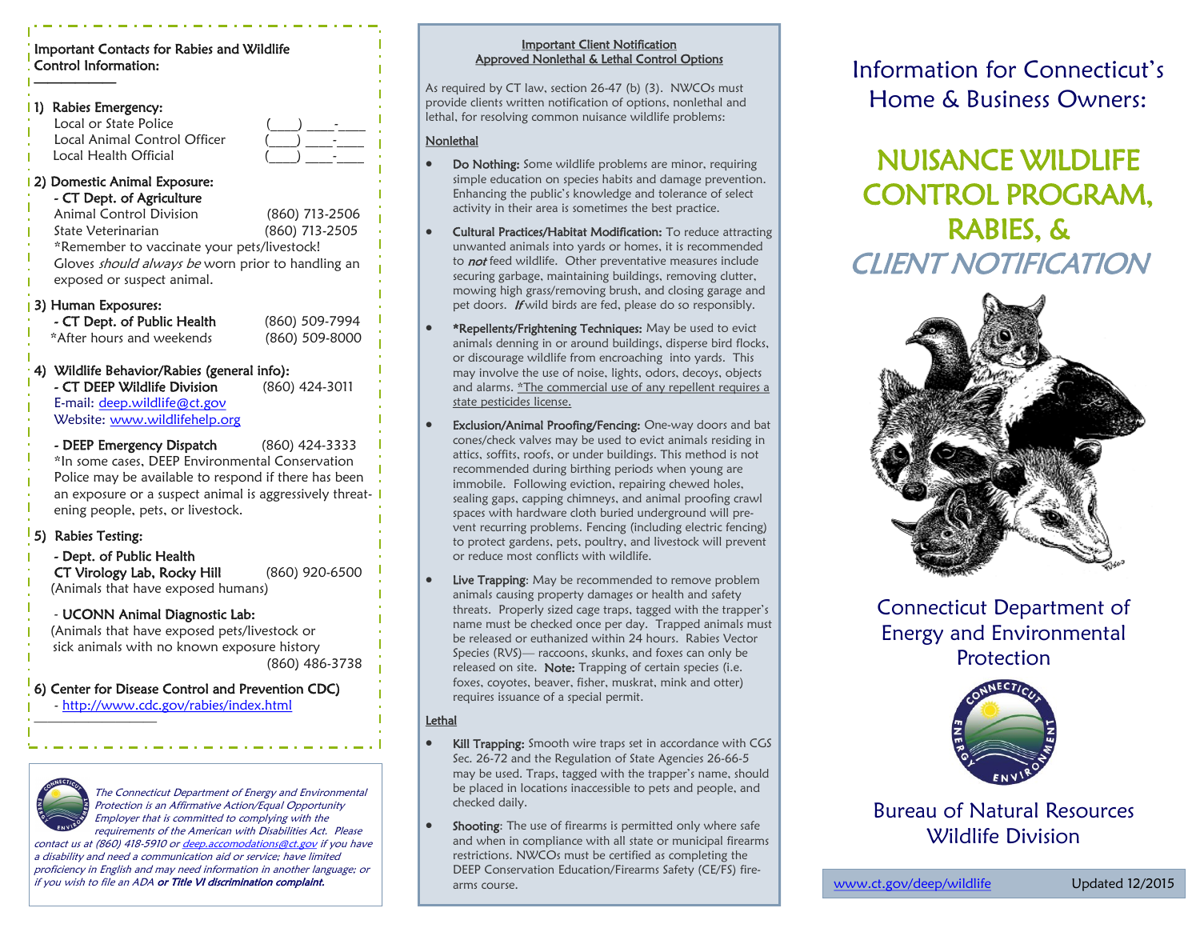## Important Contacts for Rabies and Wildlife Control Information:

**1) Rabies Emergency:**

| | |
|---|---|
| Local or State Police | (____) ____-____ |
| Local Animal Control Officer | (____) ____-____ |
| Local Health Official | (____) ____-____ |

**2) Domestic Animal Exposure:**

**- CT Dept. of Agriculture**

| | |
|---|---|
| Animal Control Division | (860) 713-2506 |
| State Veterinarian | (860) 713-2505 |

*Remember to vaccinate your pets/livestock! Gloves *should always be* worn prior to handling an exposed or suspect animal.

**3) Human Exposures:**

| | |
|---|---|
| **- CT Dept. of Public Health** | (860) 509-7994 |
| *After hours and weekends | (860) 509-8000 |

**4) Wildlife Behavior/Rabies (general info):**

**- CT DEEP Wildlife Division** (860) 424-3011
E-mail: deep.wildlife@ct.gov
Website: www.wildlifehelp.org

**- DEEP Emergency Dispatch** (860) 424-3333
*In some cases, DEEP Environmental Conservation Police may be available to respond if there has been an exposure or a suspect animal is aggressively threatening people, pets, or livestock.

**5) Rabies Testing:**

**- Dept. of Public Health**
**CT Virology Lab, Rocky Hill** (860) 920-6500
(Animals that have exposed humans)

- **UCONN Animal Diagnostic Lab:**
(Animals that have exposed pets/livestock or sick animals with no known exposure history
(860) 486-3738

**6) Center for Disease Control and Prevention CDC)**
- http://www.cdc.gov/rabies/index.html

*The Connecticut Department of Energy and Environmental Protection is an Affirmative Action/Equal Opportunity Employer that is committed to complying with the requirements of the American with Disabilities Act. Please contact us at (860) 418-5910 or deep.accomodations@ct.gov if you have a disability and need a communication aid or service; have limited proficiency in English and may need information in another language; or if you wish to file an ADA* ***or Title VI discrimination complaint.***

## Important Client Notification
## Approved Nonlethal & Lethal Control Options

As required by CT law, section 26-47 (b) (3). NWCOs must provide clients written notification of options, nonlethal and lethal, for resolving common nuisance wildlife problems:

### Nonlethal

- **Do Nothing:** Some wildlife problems are minor, requiring simple education on species habits and damage prevention. Enhancing the public's knowledge and tolerance of select activity in their area is sometimes the best practice.
- **Cultural Practices/Habitat Modification:** To reduce attracting unwanted animals into yards or homes, it is recommended to ***not*** feed wildlife. Other preventative measures include securing garbage, maintaining buildings, removing clutter, mowing high grass/removing brush, and closing garage and pet doors. ***If*** wild birds are fed, please do so responsibly.
- **\*Repellents/Frightening Techniques:** May be used to evict animals denning in or around buildings, disperse bird flocks, or discourage wildlife from encroaching into yards. This may involve the use of noise, lights, odors, decoys, objects and alarms. *The commercial use of any repellent requires a state pesticides license.
- **Exclusion/Animal Proofing/Fencing:** One-way doors and bat cones/check valves may be used to evict animals residing in attics, soffits, roofs, or under buildings. This method is not recommended during birthing periods when young are immobile. Following eviction, repairing chewed holes, sealing gaps, capping chimneys, and animal proofing crawl spaces with hardware cloth buried underground will prevent recurring problems. Fencing (including electric fencing) to protect gardens, pets, poultry, and livestock will prevent or reduce most conflicts with wildlife.
- **Live Trapping**: May be recommended to remove problem animals causing property damages or health and safety threats. Properly sized cage traps, tagged with the trapper's name must be checked once per day. Trapped animals must be released or euthanized within 24 hours. Rabies Vector Species (RVS)— raccoons, skunks, and foxes can only be released on site. **Note:** Trapping of certain species (i.e. foxes, coyotes, beaver, fisher, muskrat, mink and otter) requires issuance of a special permit.

### Lethal

- **Kill Trapping:** Smooth wire traps set in accordance with CGS Sec. 26-72 and the Regulation of State Agencies 26-66-5 may be used. Traps, tagged with the trapper's name, should be placed in locations inaccessible to pets and people, and checked daily.
- **Shooting**: The use of firearms is permitted only where safe and when in compliance with all state or municipal firearms restrictions. NWCOs must be certified as completing the DEEP Conservation Education/Firearms Safety (CE/FS) firearms course.

# Information for Connecticut's Home & Business Owners:

# NUISANCE WILDLIFE CONTROL PROGRAM, RABIES, & *CLIENT NOTIFICATION*

Connecticut Department of Energy and Environmental Protection

Bureau of Natural Resources
Wildlife Division

www.ct.gov/deep/wildlife Updated 12/2015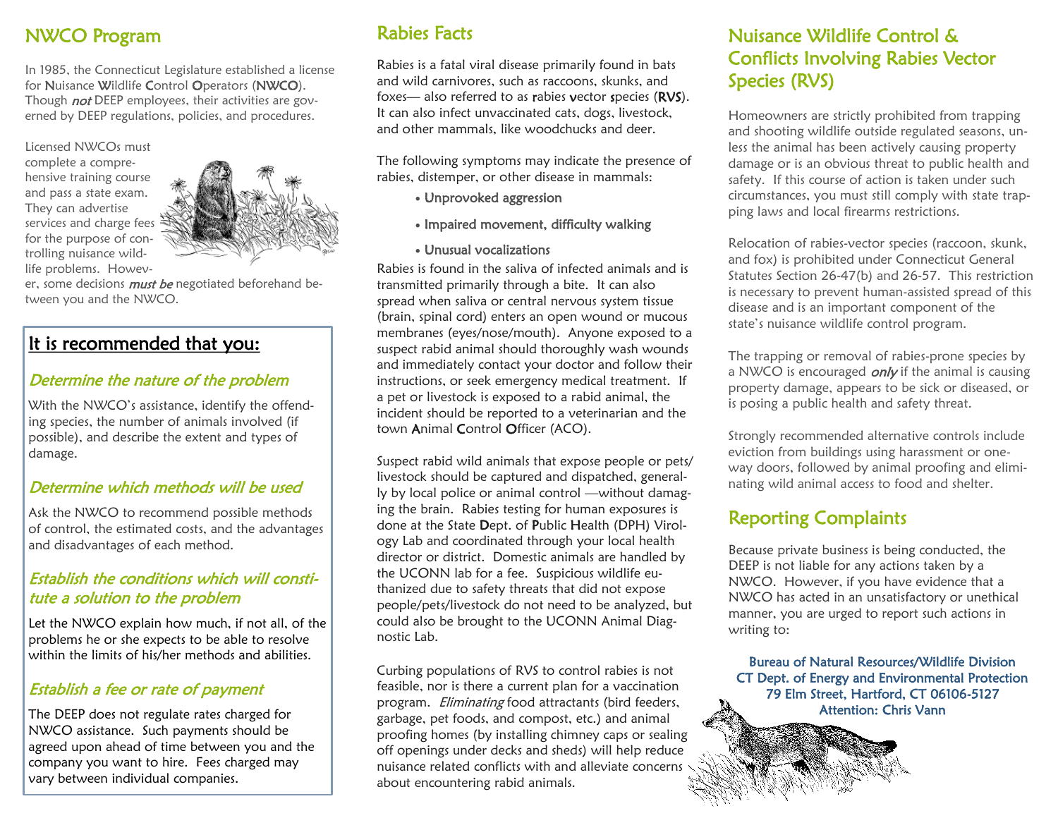## NWCO Program

In 1985, the Connecticut Legislature established a license for Nuisance Wildlife Control Operators (NWCO). Though *not* DEEP employees, their activities are governed by DEEP regulations, policies, and procedures.

Licensed NWCOs must complete a comprehensive training course and pass a state exam. They can advertise services and charge fees for the purpose of controlling nuisance wildlife problems. However, some decisions *must be* negotiated beforehand between you and the NWCO.

### It is recommended that you:

#### *Determine the nature of the problem*

With the NWCO's assistance, identify the offending species, the number of animals involved (if possible), and describe the extent and types of damage.

#### *Determine which methods will be used*

Ask the NWCO to recommend possible methods of control, the estimated costs, and the advantages and disadvantages of each method.

#### *Establish the conditions which will constitute a solution to the problem*

Let the NWCO explain how much, if not all, of the problems he or she expects to be able to resolve within the limits of his/her methods and abilities.

#### *Establish a fee or rate of payment*

The DEEP does not regulate rates charged for NWCO assistance. Such payments should be agreed upon ahead of time between you and the company you want to hire. Fees charged may vary between individual companies.

## Rabies Facts

Rabies is a fatal viral disease primarily found in bats and wild carnivores, such as raccoons, skunks, and foxes— also referred to as rabies vector species (RVS). It can also infect unvaccinated cats, dogs, livestock, and other mammals, like woodchucks and deer.

The following symptoms may indicate the presence of rabies, distemper, or other disease in mammals:

- Unprovoked aggression
- Impaired movement, difficulty walking
- Unusual vocalizations

Rabies is found in the saliva of infected animals and is transmitted primarily through a bite. It can also spread when saliva or central nervous system tissue (brain, spinal cord) enters an open wound or mucous membranes (eyes/nose/mouth). Anyone exposed to a suspect rabid animal should thoroughly wash wounds and immediately contact your doctor and follow their instructions, or seek emergency medical treatment. If a pet or livestock is exposed to a rabid animal, the incident should be reported to a veterinarian and the town Animal Control Officer (ACO).

Suspect rabid wild animals that expose people or pets/livestock should be captured and dispatched, generally by local police or animal control —without damaging the brain. Rabies testing for human exposures is done at the State Dept. of Public Health (DPH) Virology Lab and coordinated through your local health director or district. Domestic animals are handled by the UCONN lab for a fee. Suspicious wildlife euthanized due to safety threats that did not expose people/pets/livestock do not need to be analyzed, but could also be brought to the UCONN Animal Diagnostic Lab.

Curbing populations of RVS to control rabies is not feasible, nor is there a current plan for a vaccination program. *Eliminating* food attractants (bird feeders, garbage, pet foods, and compost, etc.) and animal proofing homes (by installing chimney caps or sealing off openings under decks and sheds) will help reduce nuisance related conflicts with and alleviate concerns about encountering rabid animals.

## Nuisance Wildlife Control & Conflicts Involving Rabies Vector Species (RVS)

Homeowners are strictly prohibited from trapping and shooting wildlife outside regulated seasons, unless the animal has been actively causing property damage or is an obvious threat to public health and safety. If this course of action is taken under such circumstances, you must still comply with state trapping laws and local firearms restrictions.

Relocation of rabies-vector species (raccoon, skunk, and fox) is prohibited under Connecticut General Statutes Section 26-47(b) and 26-57. This restriction is necessary to prevent human-assisted spread of this disease and is an important component of the state's nuisance wildlife control program.

The trapping or removal of rabies-prone species by a NWCO is encouraged *only* if the animal is causing property damage, appears to be sick or diseased, or is posing a public health and safety threat.

Strongly recommended alternative controls include eviction from buildings using harassment or one-way doors, followed by animal proofing and eliminating wild animal access to food and shelter.

## Reporting Complaints

Because private business is being conducted, the DEEP is not liable for any actions taken by a NWCO. However, if you have evidence that a NWCO has acted in an unsatisfactory or unethical manner, you are urged to report such actions in writing to:

Bureau of Natural Resources/Wildlife Division
CT Dept. of Energy and Environmental Protection
79 Elm Street, Hartford, CT 06106-5127
Attention: Chris Vann